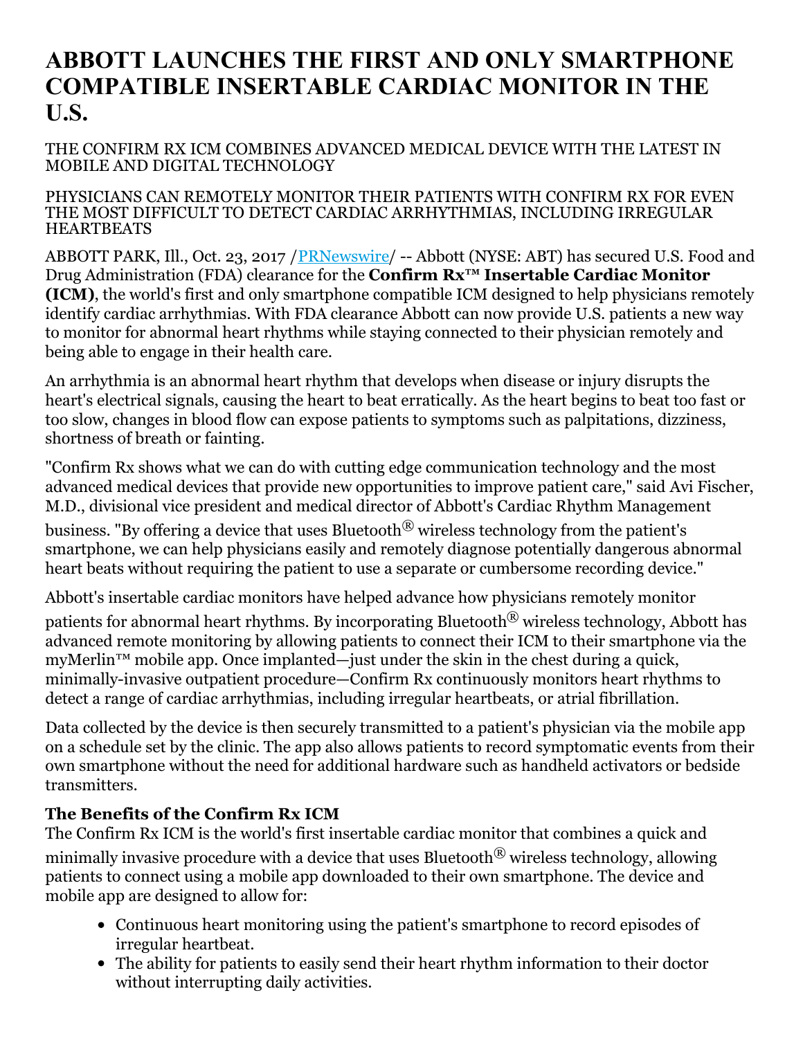# ABBOTT LAUNCHES THE FIRST AND ONLY SMARTPHONE COMPATIBLE INSERTABLE CARDIAC MONITOR IN THE U.S.

THE CONFIRM RX ICM COMBINES ADVANCED MEDICAL DEVICE WITH THE LATEST IN MOBILE AND DIGITAL TECHNOLOGY

PHYSICIANS CAN REMOTELY MONITOR THEIR PATIENTS WITH CONFIRM RX FOR EVEN THE MOST DIFFICULT TO DETECT CARDIAC ARRHYTHMIAS, INCLUDING IRREGULAR HEARTBEATS

ABBOTT PARK, Ill., Oct. 23, 2017 /PRNewswire/ -- Abbott (NYSE: ABT) has secured U.S. Food and Drug Administration (FDA) clearance for the **Confirm Rx™ Insertable Cardiac Monitor (ICM)**, the world's first and only smartphone compatible ICM designed to help physicians remotely identify cardiac arrhythmias. With FDA clearance Abbott can now provide U.S. patients a new way to monitor for abnormal heart rhythms while staying connected to their physician remotely and being able to engage in their health care.

An arrhythmia is an abnormal heart rhythm that develops when disease or injury disrupts the heart's electrical signals, causing the heart to beat erratically. As the heart begins to beat too fast or too slow, changes in blood flow can expose patients to symptoms such as palpitations, dizziness, shortness of breath or fainting.

"Confirm Rx shows what we can do with cutting edge communication technology and the most advanced medical devices that provide new opportunities to improve patient care," said Avi Fischer, M.D., divisional vice president and medical director of Abbott's Cardiac Rhythm Management business. "By offering a device that uses Bluetooth® wireless technology from the patient's smartphone, we can help physicians easily and remotely diagnose potentially dangerous abnormal heart beats without requiring the patient to use a separate or cumbersome recording device."

Abbott's insertable cardiac monitors have helped advance how physicians remotely monitor patients for abnormal heart rhythms. By incorporating Bluetooth® wireless technology, Abbott has advanced remote monitoring by allowing patients to connect their ICM to their smartphone via the myMerlin™ mobile app. Once implanted—just under the skin in the chest during a quick, minimally-invasive outpatient procedure—Confirm Rx continuously monitors heart rhythms to detect a range of cardiac arrhythmias, including irregular heartbeats, or atrial fibrillation.

Data collected by the device is then securely transmitted to a patient's physician via the mobile app on a schedule set by the clinic. The app also allows patients to record symptomatic events from their own smartphone without the need for additional hardware such as handheld activators or bedside transmitters.

### The Benefits of the Confirm Rx ICM

The Confirm Rx ICM is the world's first insertable cardiac monitor that combines a quick and minimally invasive procedure with a device that uses Bluetooth® wireless technology, allowing patients to connect using a mobile app downloaded to their own smartphone. The device and mobile app are designed to allow for:

- Continuous heart monitoring using the patient's smartphone to record episodes of irregular heartbeat.
- The ability for patients to easily send their heart rhythm information to their doctor without interrupting daily activities.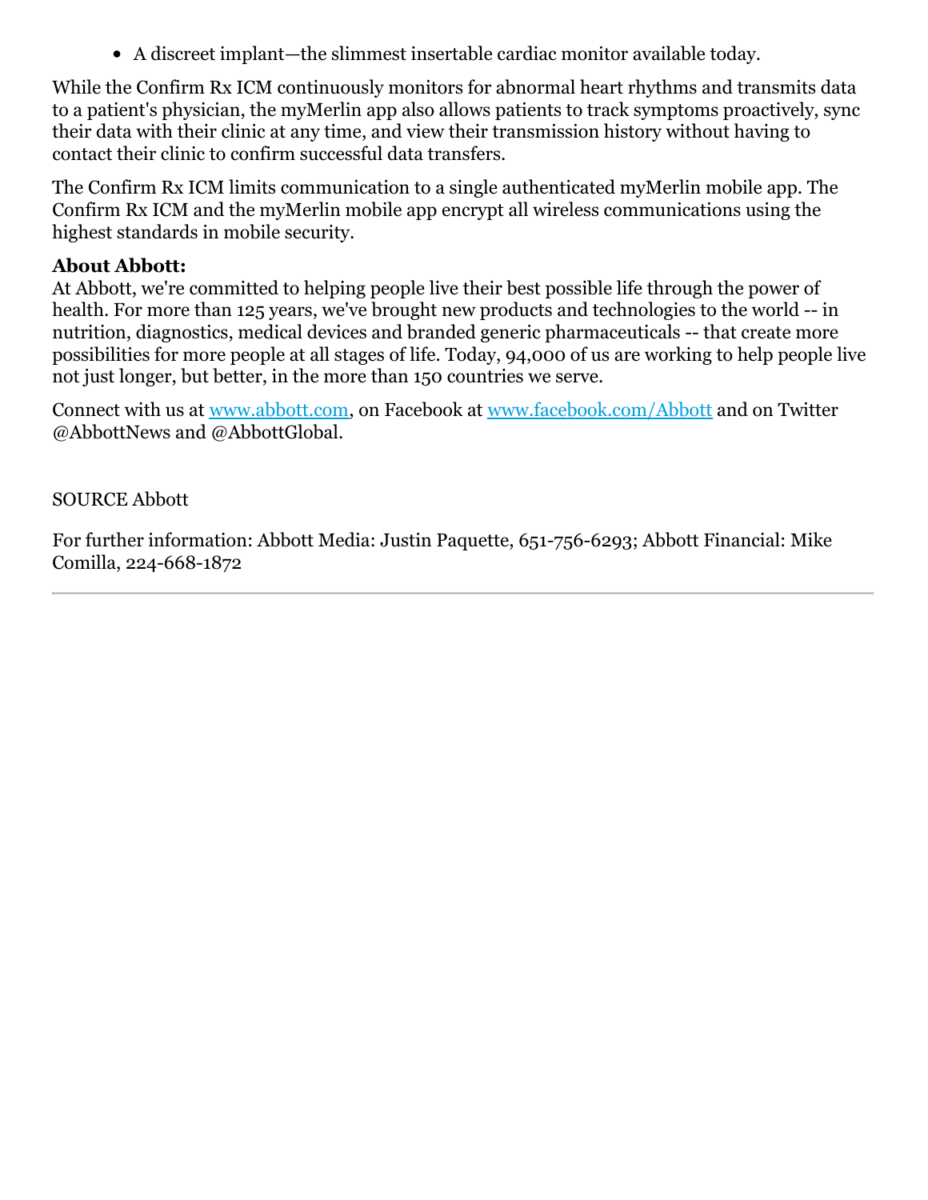- A discreet implant—the slimmest insertable cardiac monitor available today.

While the Confirm Rx ICM continuously monitors for abnormal heart rhythms and transmits data to a patient's physician, the myMerlin app also allows patients to track symptoms proactively, sync their data with their clinic at any time, and view their transmission history without having to contact their clinic to confirm successful data transfers.

The Confirm Rx ICM limits communication to a single authenticated myMerlin mobile app. The Confirm Rx ICM and the myMerlin mobile app encrypt all wireless communications using the highest standards in mobile security.

**About Abbott:**
At Abbott, we're committed to helping people live their best possible life through the power of health. For more than 125 years, we've brought new products and technologies to the world -- in nutrition, diagnostics, medical devices and branded generic pharmaceuticals -- that create more possibilities for more people at all stages of life. Today, 94,000 of us are working to help people live not just longer, but better, in the more than 150 countries we serve.

Connect with us at [www.abbott.com](www.abbott.com), on Facebook at [www.facebook.com/Abbott](www.facebook.com/Abbott) and on Twitter @AbbottNews and @AbbottGlobal.

SOURCE Abbott

For further information: Abbott Media: Justin Paquette, 651-756-6293; Abbott Financial: Mike Comilla, 224-668-1872

---